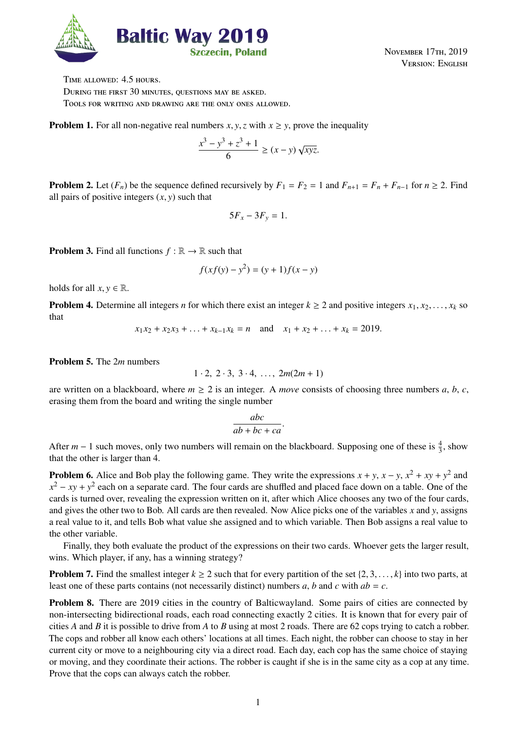# Baltic Way 2019

**Szczecin, Poland**

November 17th, 2019
Version: English

Time allowed: 4.5 hours.
During the first 30 minutes, questions may be asked.
Tools for writing and drawing are the only ones allowed.

**Problem 1.** For all non-negative real numbers $x, y, z$ with $x \geq y$, prove the inequality

$$\frac{x^3 - y^3 + z^3 + 1}{6} \geq (x - y)\sqrt{xyz}.$$

**Problem 2.** Let $(F_n)$ be the sequence defined recursively by $F_1 = F_2 = 1$ and $F_{n+1} = F_n + F_{n-1}$ for $n \geq 2$. Find all pairs of positive integers $(x, y)$ such that

$$5F_x - 3F_y = 1.$$

**Problem 3.** Find all functions $f : \mathbb{R} \to \mathbb{R}$ such that

$$f(xf(y) - y^2) = (y + 1)f(x - y)$$

holds for all $x, y \in \mathbb{R}$.

**Problem 4.** Determine all integers $n$ for which there exist an integer $k \geq 2$ and positive integers $x_1, x_2, \ldots, x_k$ so that

$$x_1x_2 + x_2x_3 + \ldots + x_{k-1}x_k = n \quad \text{and} \quad x_1 + x_2 + \ldots + x_k = 2019.$$

**Problem 5.** The $2m$ numbers

$$1 \cdot 2,\ 2 \cdot 3,\ 3 \cdot 4,\ \ldots,\ 2m(2m + 1)$$

are written on a blackboard, where $m \geq 2$ is an integer. A *move* consists of choosing three numbers $a$, $b$, $c$, erasing them from the board and writing the single number

$$\frac{abc}{ab + bc + ca}.$$

After $m - 1$ such moves, only two numbers will remain on the blackboard. Supposing one of these is $\frac{4}{3}$, show that the other is larger than 4.

**Problem 6.** Alice and Bob play the following game. They write the expressions $x + y$, $x - y$, $x^2 + xy + y^2$ and $x^2 - xy + y^2$ each on a separate card. The four cards are shuffled and placed face down on a table. One of the cards is turned over, revealing the expression written on it, after which Alice chooses any two of the four cards, and gives the other two to Bob. All cards are then revealed. Now Alice picks one of the variables $x$ and $y$, assigns a real value to it, and tells Bob what value she assigned and to which variable. Then Bob assigns a real value to the other variable.

Finally, they both evaluate the product of the expressions on their two cards. Whoever gets the larger result, wins. Which player, if any, has a winning strategy?

**Problem 7.** Find the smallest integer $k \geq 2$ such that for every partition of the set $\{2, 3, \ldots, k\}$ into two parts, at least one of these parts contains (not necessarily distinct) numbers $a$, $b$ and $c$ with $ab = c$.

**Problem 8.** There are 2019 cities in the country of Balticwayland. Some pairs of cities are connected by non-intersecting bidirectional roads, each road connecting exactly 2 cities. It is known that for every pair of cities $A$ and $B$ it is possible to drive from $A$ to $B$ using at most 2 roads. There are 62 cops trying to catch a robber. The cops and robber all know each others' locations at all times. Each night, the robber can choose to stay in her current city or move to a neighbouring city via a direct road. Each day, each cop has the same choice of staying or moving, and they coordinate their actions. The robber is caught if she is in the same city as a cop at any time. Prove that the cops can always catch the robber.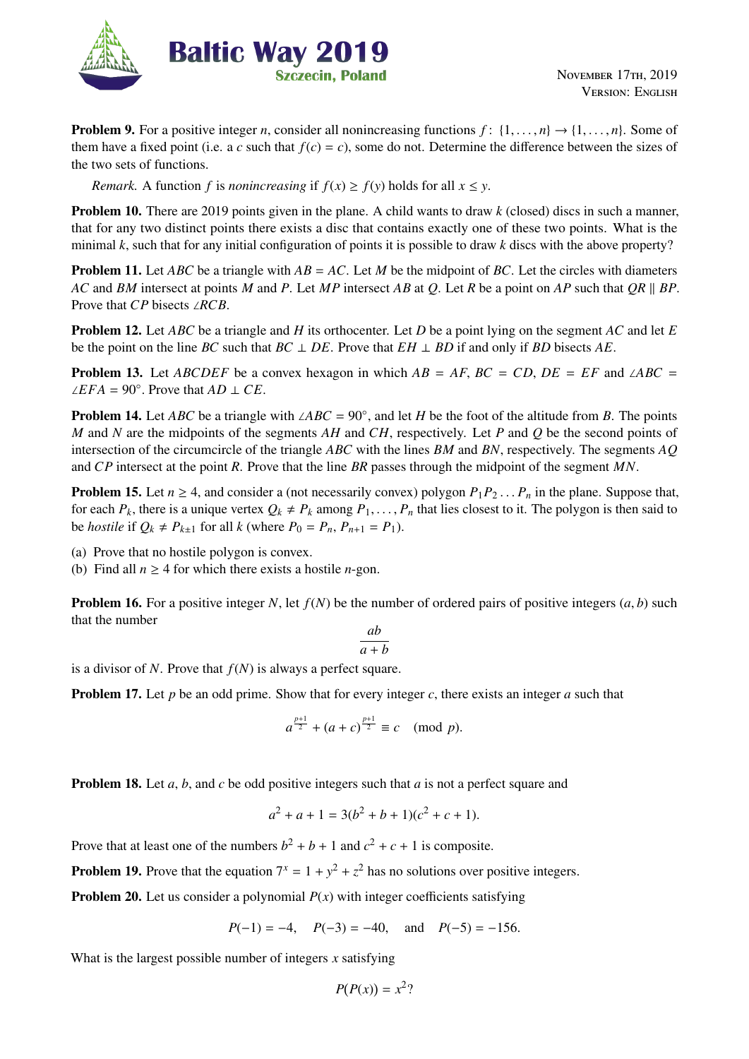**Problem 9.** For a positive integer $n$, consider all nonincreasing functions $f\colon \{1,\dots,n\} \to \{1,\dots,n\}$. Some of them have a fixed point (i.e. a $c$ such that $f(c) = c$), some do not. Determine the difference between the sizes of the two sets of functions.

*Remark.* A function $f$ is *nonincreasing* if $f(x) \geq f(y)$ holds for all $x \leq y$.

**Problem 10.** There are 2019 points given in the plane. A child wants to draw $k$ (closed) discs in such a manner, that for any two distinct points there exists a disc that contains exactly one of these two points. What is the minimal $k$, such that for any initial configuration of points it is possible to draw $k$ discs with the above property?

**Problem 11.** Let $ABC$ be a triangle with $AB = AC$. Let $M$ be the midpoint of $BC$. Let the circles with diameters $AC$ and $BM$ intersect at points $M$ and $P$. Let $MP$ intersect $AB$ at $Q$. Let $R$ be a point on $AP$ such that $QR \parallel BP$. Prove that $CP$ bisects $\angle RCB$.

**Problem 12.** Let $ABC$ be a triangle and $H$ its orthocenter. Let $D$ be a point lying on the segment $AC$ and let $E$ be the point on the line $BC$ such that $BC \perp DE$. Prove that $EH \perp BD$ if and only if $BD$ bisects $AE$.

**Problem 13.** Let $ABCDEF$ be a convex hexagon in which $AB = AF$, $BC = CD$, $DE = EF$ and $\angle ABC = \angle EFA = 90^\circ$. Prove that $AD \perp CE$.

**Problem 14.** Let $ABC$ be a triangle with $\angle ABC = 90^\circ$, and let $H$ be the foot of the altitude from $B$. The points $M$ and $N$ are the midpoints of the segments $AH$ and $CH$, respectively. Let $P$ and $Q$ be the second points of intersection of the circumcircle of the triangle $ABC$ with the lines $BM$ and $BN$, respectively. The segments $AQ$ and $CP$ intersect at the point $R$. Prove that the line $BR$ passes through the midpoint of the segment $MN$.

**Problem 15.** Let $n \geq 4$, and consider a (not necessarily convex) polygon $P_1P_2\dots P_n$ in the plane. Suppose that, for each $P_k$, there is a unique vertex $Q_k \neq P_k$ among $P_1,\dots,P_n$ that lies closest to it. The polygon is then said to be *hostile* if $Q_k \neq P_{k\pm1}$ for all $k$ (where $P_0 = P_n$, $P_{n+1} = P_1$).

(a) Prove that no hostile polygon is convex.

(b) Find all $n \geq 4$ for which there exists a hostile $n$-gon.

**Problem 16.** For a positive integer $N$, let $f(N)$ be the number of ordered pairs of positive integers $(a, b)$ such that the number

$$\frac{ab}{a+b}$$

is a divisor of $N$. Prove that $f(N)$ is always a perfect square.

**Problem 17.** Let $p$ be an odd prime. Show that for every integer $c$, there exists an integer $a$ such that

$$a^{\frac{p+1}{2}} + (a+c)^{\frac{p+1}{2}} \equiv c \pmod{p}.$$

**Problem 18.** Let $a$, $b$, and $c$ be odd positive integers such that $a$ is not a perfect square and

$$a^2 + a + 1 = 3(b^2 + b + 1)(c^2 + c + 1).$$

Prove that at least one of the numbers $b^2 + b + 1$ and $c^2 + c + 1$ is composite.

**Problem 19.** Prove that the equation $7^x = 1 + y^2 + z^2$ has no solutions over positive integers.

**Problem 20.** Let us consider a polynomial $P(x)$ with integer coefficients satisfying

$$P(-1) = -4, \quad P(-3) = -40, \quad \text{and} \quad P(-5) = -156.$$

What is the largest possible number of integers $x$ satisfying

$$P(P(x)) = x^2?$$